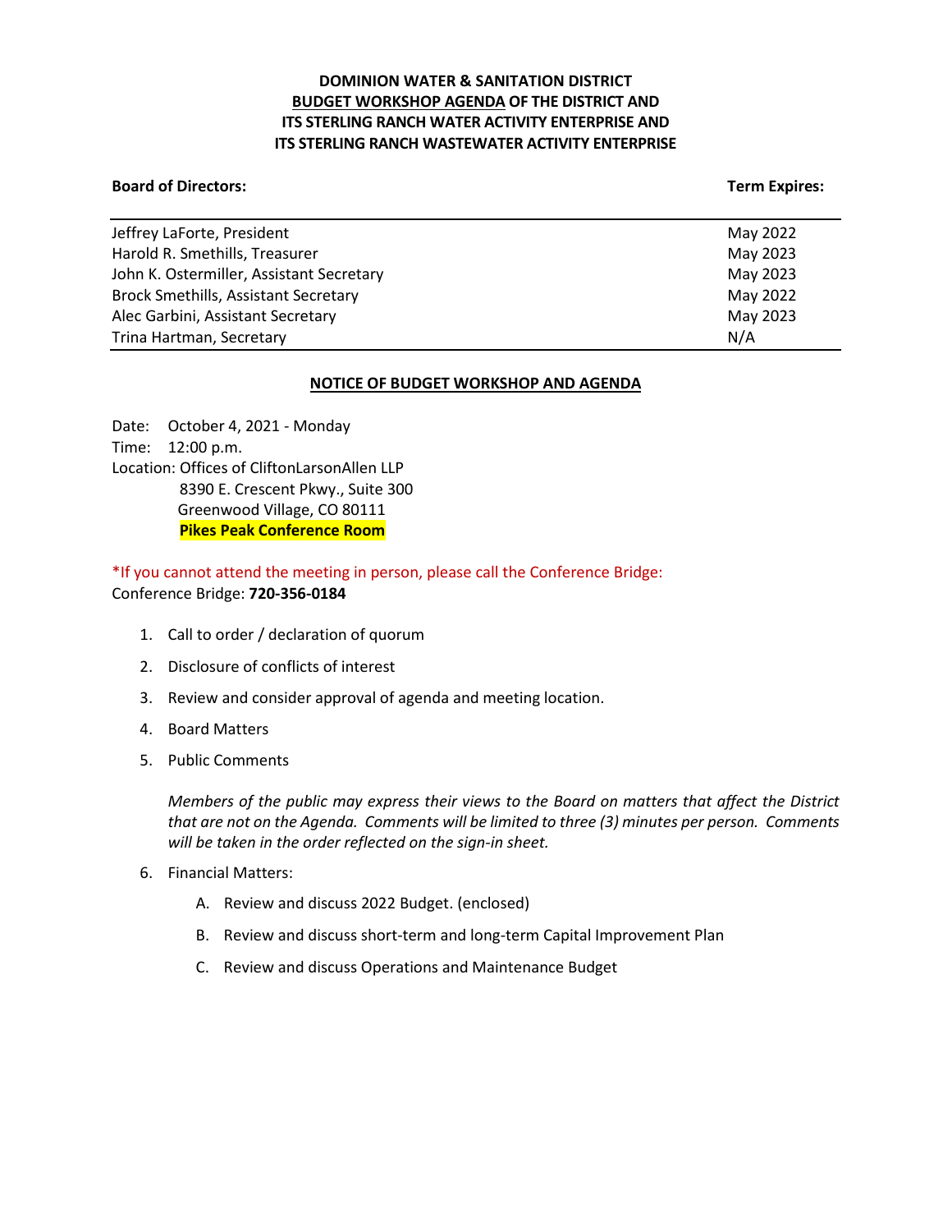# DOMINION WATER & SANITATION DISTRICT
## BUDGET WORKSHOP AGENDA OF THE DISTRICT AND ITS STERLING RANCH WATER ACTIVITY ENTERPRISE AND ITS STERLING RANCH WASTEWATER ACTIVITY ENTERPRISE

| **Board of Directors:** | **Term Expires:** |
|---|---|
| Jeffrey LaForte, President | May 2022 |
| Harold R. Smethills, Treasurer | May 2023 |
| John K. Ostermiller, Assistant Secretary | May 2023 |
| Brock Smethills, Assistant Secretary | May 2022 |
| Alec Garbini, Assistant Secretary | May 2023 |
| Trina Hartman, Secretary | N/A |

### NOTICE OF BUDGET WORKSHOP AND AGENDA

Date: October 4, 2021 - Monday
Time: 12:00 p.m.
Location: Offices of CliftonLarsonAllen LLP
8390 E. Crescent Pkwy., Suite 300
Greenwood Village, CO 80111
**Pikes Peak Conference Room**

*If you cannot attend the meeting in person, please call the Conference Bridge:
Conference Bridge: **720-356-0184**

1. Call to order / declaration of quorum
2. Disclosure of conflicts of interest
3. Review and consider approval of agenda and meeting location.
4. Board Matters
5. Public Comments

   *Members of the public may express their views to the Board on matters that affect the District that are not on the Agenda. Comments will be limited to three (3) minutes per person. Comments will be taken in the order reflected on the sign-in sheet.*

6. Financial Matters:
   A. Review and discuss 2022 Budget. (enclosed)
   B. Review and discuss short-term and long-term Capital Improvement Plan
   C. Review and discuss Operations and Maintenance Budget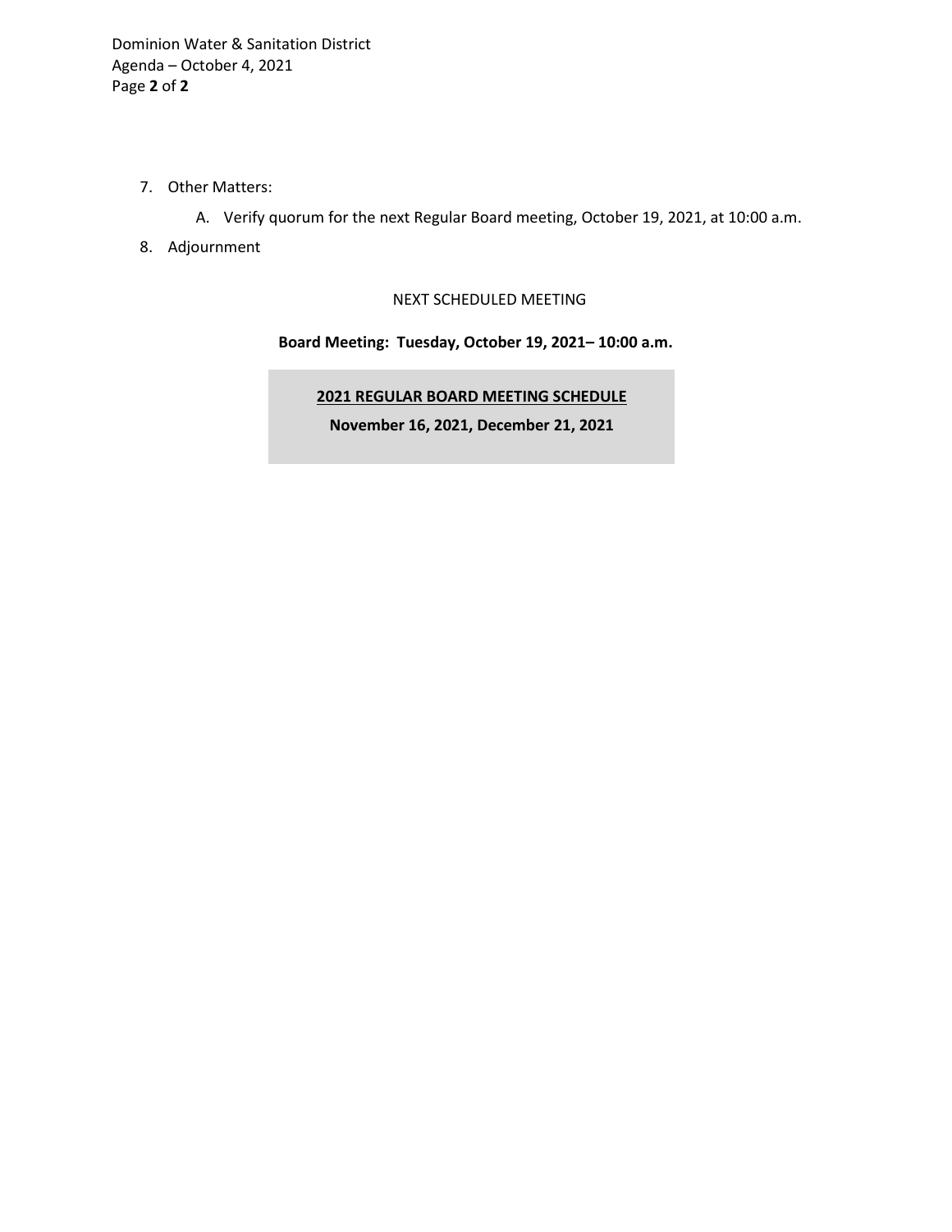7. Other Matters:

   A. Verify quorum for the next Regular Board meeting, October 19, 2021, at 10:00 a.m.

8. Adjournment

NEXT SCHEDULED MEETING

**Board Meeting: Tuesday, October 19, 2021– 10:00 a.m.**

**2021 REGULAR BOARD MEETING SCHEDULE**

**November 16, 2021, December 21, 2021**